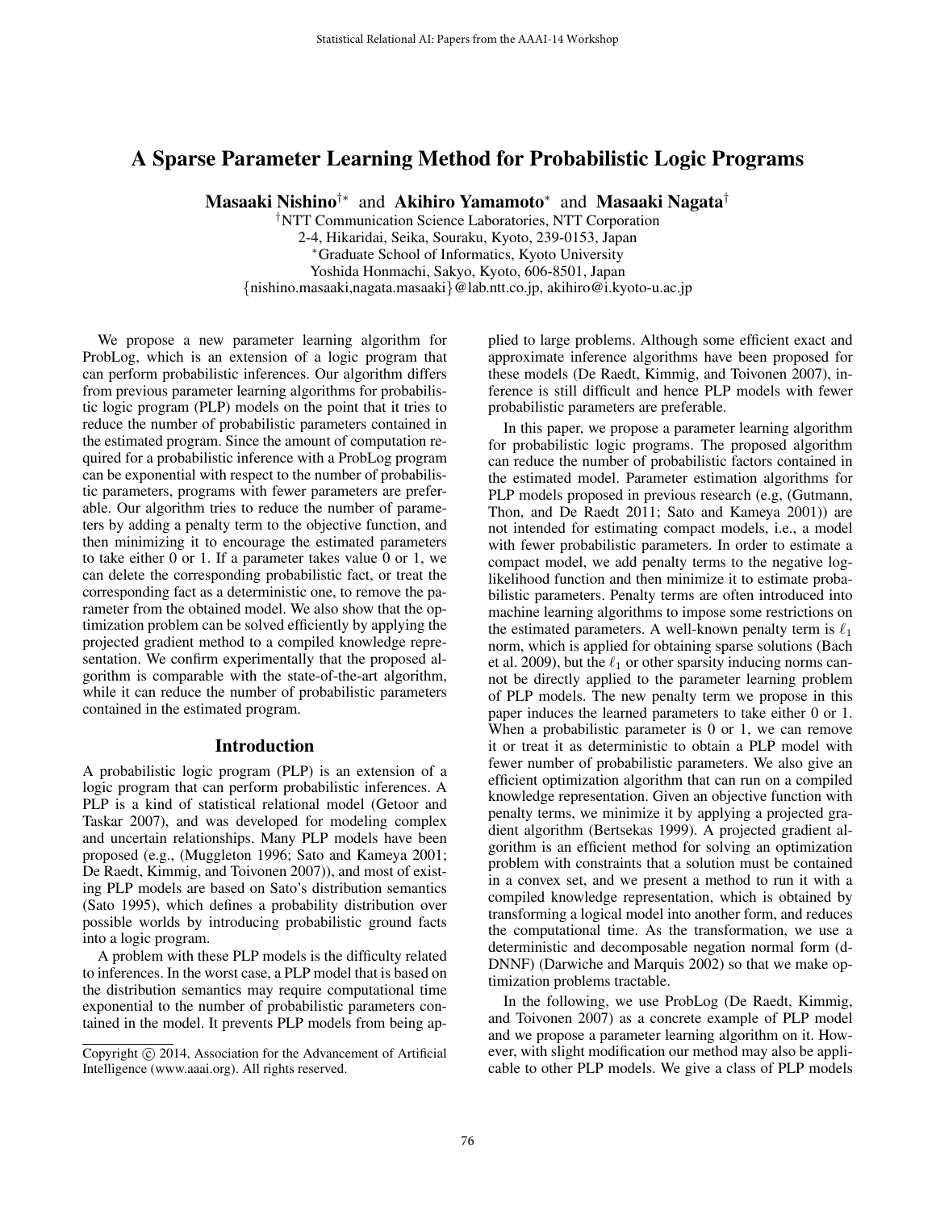# A Sparse Parameter Learning Method for Probabilistic Logic Programs

**Masaaki Nishino**[†*] and **Akihiro Yamamoto**[*] and **Masaaki Nagata**[†]

[†]NTT Communication Science Laboratories, NTT Corporation
2-4, Hikaridai, Seika, Souraku, Kyoto, 239-0153, Japan
[*]Graduate School of Informatics, Kyoto University
Yoshida Honmachi, Sakyo, Kyoto, 606-8501, Japan
{nishino.masaaki,nagata.masaaki}@lab.ntt.co.jp, akihiro@i.kyoto-u.ac.jp

We propose a new parameter learning algorithm for ProbLog, which is an extension of a logic program that can perform probabilistic inferences. Our algorithm differs from previous parameter learning algorithms for probabilistic logic program (PLP) models on the point that it tries to reduce the number of probabilistic parameters contained in the estimated program. Since the amount of computation required for a probabilistic inference with a ProbLog program can be exponential with respect to the number of probabilistic parameters, programs with fewer parameters are preferable. Our algorithm tries to reduce the number of parameters by adding a penalty term to the objective function, and then minimizing it to encourage the estimated parameters to take either 0 or 1. If a parameter takes value 0 or 1, we can delete the corresponding probabilistic fact, or treat the corresponding fact as a deterministic one, to remove the parameter from the obtained model. We also show that the optimization problem can be solved efficiently by applying the projected gradient method to a compiled knowledge representation. We confirm experimentally that the proposed algorithm is comparable with the state-of-the-art algorithm, while it can reduce the number of probabilistic parameters contained in the estimated program.

## Introduction

A probabilistic logic program (PLP) is an extension of a logic program that can perform probabilistic inferences. A PLP is a kind of statistical relational model (Getoor and Taskar 2007), and was developed for modeling complex and uncertain relationships. Many PLP models have been proposed (e.g., (Muggleton 1996; Sato and Kameya 2001; De Raedt, Kimmig, and Toivonen 2007)), and most of existing PLP models are based on Sato's distribution semantics (Sato 1995), which defines a probability distribution over possible worlds by introducing probabilistic ground facts into a logic program.

A problem with these PLP models is the difficulty related to inferences. In the worst case, a PLP model that is based on the distribution semantics may require computational time exponential to the number of probabilistic parameters contained in the model. It prevents PLP models from being applied to large problems. Although some efficient exact and approximate inference algorithms have been proposed for these models (De Raedt, Kimmig, and Toivonen 2007), inference is still difficult and hence PLP models with fewer probabilistic parameters are preferable.

In this paper, we propose a parameter learning algorithm for probabilistic logic programs. The proposed algorithm can reduce the number of probabilistic factors contained in the estimated model. Parameter estimation algorithms for PLP models proposed in previous research (e.g, (Gutmann, Thon, and De Raedt 2011; Sato and Kameya 2001)) are not intended for estimating compact models, i.e., a model with fewer probabilistic parameters. In order to estimate a compact model, we add penalty terms to the negative log-likelihood function and then minimize it to estimate probabilistic parameters. Penalty terms are often introduced into machine learning algorithms to impose some restrictions on the estimated parameters. A well-known penalty term is $\ell_1$ norm, which is applied for obtaining sparse solutions (Bach et al. 2009), but the $\ell_1$ or other sparsity inducing norms cannot be directly applied to the parameter learning problem of PLP models. The new penalty term we propose in this paper induces the learned parameters to take either 0 or 1. When a probabilistic parameter is 0 or 1, we can remove it or treat it as deterministic to obtain a PLP model with fewer number of probabilistic parameters. We also give an efficient optimization algorithm that can run on a compiled knowledge representation. Given an objective function with penalty terms, we minimize it by applying a projected gradient algorithm (Bertsekas 1999). A projected gradient algorithm is an efficient method for solving an optimization problem with constraints that a solution must be contained in a convex set, and we present a method to run it with a compiled knowledge representation, which is obtained by transforming a logical model into another form, and reduces the computational time. As the transformation, we use a deterministic and decomposable negation normal form (d-DNNF) (Darwiche and Marquis 2002) so that we make optimization problems tractable.

In the following, we use ProbLog (De Raedt, Kimmig, and Toivonen 2007) as a concrete example of PLP model and we propose a parameter learning algorithm on it. However, with slight modification our method may also be applicable to other PLP models. We give a class of PLP models

Copyright © 2014, Association for the Advancement of Artificial Intelligence (www.aaai.org). All rights reserved.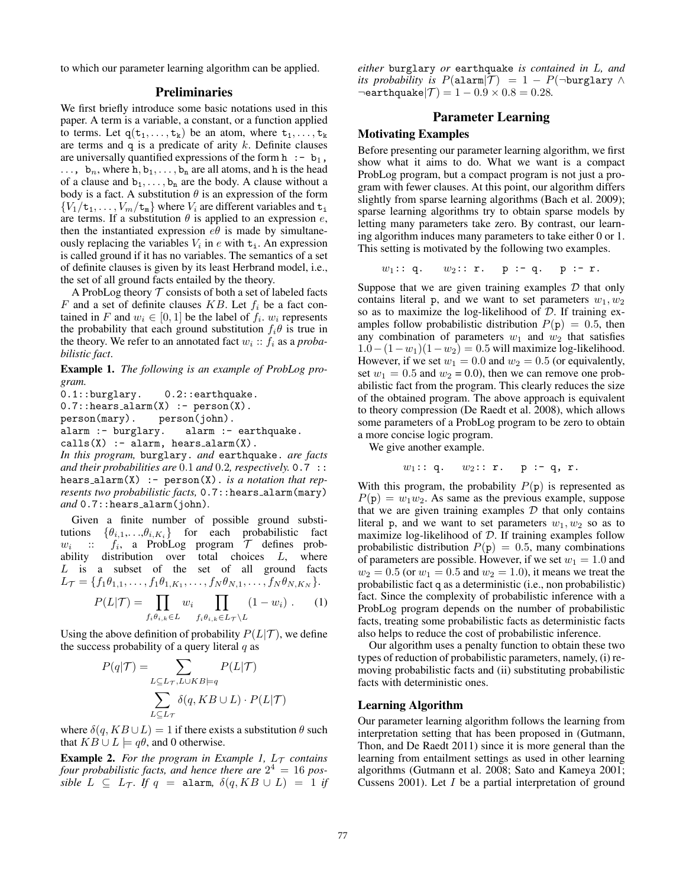to which our parameter learning algorithm can be applied.

## Preliminaries

We first briefly introduce some basic notations used in this paper. A term is a variable, a constant, or a function applied to terms. Let $\mathtt{q}(\mathtt{t}_1, \ldots, \mathtt{t}_k)$ be an atom, where $\mathtt{t}_1, \ldots, \mathtt{t}_k$ are terms and q is a predicate of arity $k$. Definite clauses are universally quantified expressions of the form `h :- b`$_1$`,` $\ldots$`, b`$_n$, where $\mathtt{h}, \mathtt{b}_1, \ldots, \mathtt{b}_n$ are all atoms, and h is the head of a clause and $\mathtt{b}_1, \ldots, \mathtt{b}_n$ are the body. A clause without a body is a fact. A substitution $\theta$ is an expression of the form $\{V_1/\mathtt{t}_1, \ldots, V_m/\mathtt{t}_m\}$ where $V_i$ are different variables and $\mathtt{t}_i$ are terms. If a substitution $\theta$ is applied to an expression $e$, then the instantiated expression $e\theta$ is made by simultaneously replacing the variables $V_i$ in $e$ with $\mathtt{t}_i$. An expression is called ground if it has no variables. The semantics of a set of definite clauses is given by its least Herbrand model, i.e., the set of all ground facts entailed by the theory.

A ProbLog theory $\mathcal{T}$ consists of both a set of labeled facts $F$ and a set of definite clauses $KB$. Let $f_i$ be a fact contained in $F$ and $w_i \in [0, 1]$ be the label of $f_i$. $w_i$ represents the probability that each ground substitution $f_i\theta$ is true in the theory. We refer to an annotated fact $w_i :: f_i$ as a *probabilistic fact*.

**Example 1.** *The following is an example of ProbLog program.*

```
0.1::burglary.    0.2::earthquake.
0.7::hears_alarm(X) :- person(X).
person(mary).    person(john).
alarm :- burglary.    alarm :- earthquake.
calls(X) :- alarm, hears_alarm(X).
```

*In this program,* `burglary.` *and* `earthquake.` *are facts and their probabilities are* $0.1$ *and* $0.2$*, respectively.* `0.7 :: hears_alarm(X) :- person(X).` *is a notation that represents two probabilistic facts,* `0.7::hears_alarm(mary)` *and* `0.7::hears_alarm(john)`.

Given a finite number of possible ground substitutions $\{\theta_{i,1}, \ldots, \theta_{i,K_i}\}$ for each probabilistic fact $w_i :: f_i$, a ProbLog program $\mathcal{T}$ defines probability distribution over total choices $L$, where $L$ is a subset of the set of all ground facts $L_{\mathcal{T}} = \{f_1\theta_{1,1}, \ldots, f_1\theta_{1,K_1}, \ldots, f_N\theta_{N,1}, \ldots, f_N\theta_{N,K_N}\}$.

$$P(L|\mathcal{T}) = \prod_{f_i\theta_{i,k} \in L} w_i \prod_{f_i\theta_{i,k} \in L_{\mathcal{T}} \setminus L} (1 - w_i) \ . \qquad (1)$$

Using the above definition of probability $P(L|\mathcal{T})$, we define the success probability of a query literal $q$ as

$$P(q|\mathcal{T}) = \sum_{L \subseteq L_{\mathcal{T}}, L \cup KB \models q} P(L|\mathcal{T})$$

$$\sum_{L \subseteq L_{\mathcal{T}}} \delta(q, KB \cup L) \cdot P(L|\mathcal{T})$$

where $\delta(q, KB \cup L) = 1$ if there exists a substitution $\theta$ such that $KB \cup L \models q\theta$, and 0 otherwise.

**Example 2.** *For the program in Example 1,* $L_{\mathcal{T}}$ *contains four probabilistic facts, and hence there are* $2^4 = 16$ *possible* $L \subseteq L_{\mathcal{T}}$*. If* $q =$ `alarm`*,* $\delta(q, KB \cup L) = 1$ *if either* `burglary` *or* `earthquake` *is contained in* $L$*, and its probability is* $P(\mathtt{alarm}|\mathcal{T}) = 1 - P(\neg\mathtt{burglary} \wedge \neg\mathtt{earthquake}|\mathcal{T}) = 1 - 0.9 \times 0.8 = 0.28$.

## Parameter Learning

### Motivating Examples

Before presenting our parameter learning algorithm, we first show what it aims to do. What we want is a compact ProbLog program, but a compact program is not just a program with fewer clauses. At this point, our algorithm differs slightly from sparse learning algorithms (Bach et al. 2009); sparse learning algorithms try to obtain sparse models by letting many parameters take zero. By contrast, our learning algorithm induces many parameters to take either 0 or 1. This setting is motivated by the following two examples.

$$w_1 :: \mathtt{q}. \quad w_2 :: \mathtt{r}. \quad \mathtt{p :- q.} \quad \mathtt{p :- r.}$$

Suppose that we are given training examples $\mathcal{D}$ that only contains literal p, and we want to set parameters $w_1, w_2$ so as to maximize the log-likelihood of $\mathcal{D}$. If training examples follow probabilistic distribution $P(\mathtt{p}) = 0.5$, then any combination of parameters $w_1$ and $w_2$ that satisfies $1.0 - (1 - w_1)(1 - w_2) = 0.5$ will maximize log-likelihood. However, if we set $w_1 = 0.0$ and $w_2 = 0.5$ (or equivalently, set $w_1 = 0.5$ and $w_2 = 0.0$), then we can remove one probabilistic fact from the program. This clearly reduces the size of the obtained program. The above approach is equivalent to theory compression (De Raedt et al. 2008), which allows some parameters of a ProbLog program to be zero to obtain a more concise logic program.

We give another example.

$$w_1 :: \mathtt{q}. \quad w_2 :: \mathtt{r}. \quad \mathtt{p :- q, r.}$$

With this program, the probability $P(\mathtt{p})$ is represented as $P(\mathtt{p}) = w_1 w_2$. As same as the previous example, suppose that we are given training examples $\mathcal{D}$ that only contains literal p, and we want to set parameters $w_1, w_2$ so as to maximize log-likelihood of $\mathcal{D}$. If training examples follow probabilistic distribution $P(\mathtt{p}) = 0.5$, many combinations of parameters are possible. However, if we set $w_1 = 1.0$ and $w_2 = 0.5$ (or $w_1 = 0.5$ and $w_2 = 1.0$), it means we treat the probabilistic fact q as a deterministic (i.e., non probabilistic) fact. Since the complexity of probabilistic inference with a ProbLog program depends on the number of probabilistic facts, treating some probabilistic facts as deterministic facts also helps to reduce the cost of probabilistic inference.

Our algorithm uses a penalty function to obtain these two types of reduction of probabilistic parameters, namely, (i) removing probabilistic facts and (ii) substituting probabilistic facts with deterministic ones.

### Learning Algorithm

Our parameter learning algorithm follows the learning from interpretation setting that has been proposed in (Gutmann, Thon, and De Raedt 2011) since it is more general than the learning from entailment settings as used in other learning algorithms (Gutmann et al. 2008; Sato and Kameya 2001; Cussens 2001). Let $I$ be a partial interpretation of ground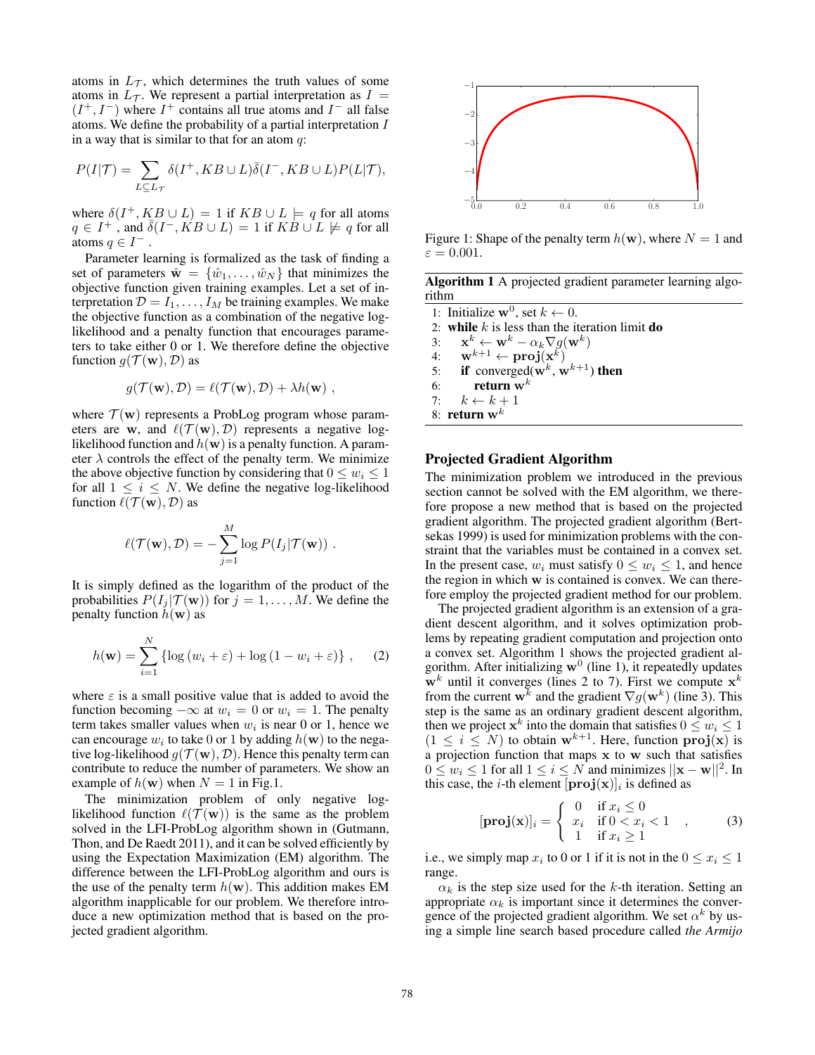atoms in $L_{\mathcal{T}}$, which determines the truth values of some atoms in $L_{\mathcal{T}}$. We represent a partial interpretation as $I = (I^+, I^-)$ where $I^+$ contains all true atoms and $I^-$ all false atoms. We define the probability of a partial interpretation $I$ in a way that is similar to that for an atom $q$:

$$P(I|\mathcal{T}) = \sum_{L \subseteq L_{\mathcal{T}}} \delta(I^+, KB \cup L)\bar{\delta}(I^-, KB \cup L)P(L|\mathcal{T}),$$

where $\delta(I^+, KB \cup L) = 1$ if $KB \cup L \models q$ for all atoms $q \in I^+$ , and $\bar{\delta}(I^-, KB \cup L) = 1$ if $KB \cup L \not\models q$ for all atoms $q \in I^-$ .

Parameter learning is formalized as the task of finding a set of parameters $\hat{\mathbf{w}} = \{\hat{w}_1, \ldots, \hat{w}_N\}$ that minimizes the objective function given training examples. Let a set of interpretation $\mathcal{D} = I_1, \ldots, I_M$ be training examples. We make the objective function as a combination of the negative log-likelihood and a penalty function that encourages parameters to take either 0 or 1. We therefore define the objective function $g(\mathcal{T}(\mathbf{w}), \mathcal{D})$ as

$$g(\mathcal{T}(\mathbf{w}), \mathcal{D}) = \ell(\mathcal{T}(\mathbf{w}), \mathcal{D}) + \lambda h(\mathbf{w}) \ ,$$

where $\mathcal{T}(\mathbf{w})$ represents a ProbLog program whose parameters are $\mathbf{w}$, and $\ell(\mathcal{T}(\mathbf{w}), \mathcal{D})$ represents a negative log-likelihood function and $h(\mathbf{w})$ is a penalty function. A parameter $\lambda$ controls the effect of the penalty term. We minimize the above objective function by considering that $0 \leq w_i \leq 1$ for all $1 \leq i \leq N$. We define the negative log-likelihood function $\ell(\mathcal{T}(\mathbf{w}), \mathcal{D})$ as

$$\ell(\mathcal{T}(\mathbf{w}), \mathcal{D}) = -\sum_{j=1}^{M} \log P(I_j|\mathcal{T}(\mathbf{w})) \ .$$

It is simply defined as the logarithm of the product of the probabilities $P(I_j|\mathcal{T}(\mathbf{w}))$ for $j = 1, \ldots, M$. We define the penalty function $h(\mathbf{w})$ as

$$h(\mathbf{w}) = \sum_{i=1}^{N} \{\log(w_i + \varepsilon) + \log(1 - w_i + \varepsilon)\} \ , \quad (2)$$

where $\varepsilon$ is a small positive value that is added to avoid the function becoming $-\infty$ at $w_i = 0$ or $w_i = 1$. The penalty term takes smaller values when $w_i$ is near 0 or 1, hence we can encourage $w_i$ to take 0 or 1 by adding $h(\mathbf{w})$ to the negative log-likelihood $g(\mathcal{T}(\mathbf{w}), \mathcal{D})$. Hence this penalty term can contribute to reduce the number of parameters. We show an example of $h(\mathbf{w})$ when $N = 1$ in Fig.1.

The minimization problem of only negative log-likelihood function $\ell(\mathcal{T}(\mathbf{w}))$ is the same as the problem solved in the LFI-ProbLog algorithm shown in (Gutmann, Thon, and De Raedt 2011), and it can be solved efficiently by using the Expectation Maximization (EM) algorithm. The difference between the LFI-ProbLog algorithm and ours is the use of the penalty term $h(\mathbf{w})$. This addition makes EM algorithm inapplicable for our problem. We therefore introduce a new optimization method that is based on the projected gradient algorithm.

Figure 1: Shape of the penalty term $h(\mathbf{w})$, where $N = 1$ and $\varepsilon = 0.001$.

**Algorithm 1** A projected gradient parameter learning algorithm

```
1: Initialize w^0, set k ← 0.
2: while k is less than the iteration limit do
3:     x^k ← w^k − α_k ∇g(w^k)
4:     w^{k+1} ← proj(x^k)
5:     if converged(w^k, w^{k+1}) then
6:         return w^k
7:     k ← k + 1
8: return w^k
```

## Projected Gradient Algorithm

The minimization problem we introduced in the previous section cannot be solved with the EM algorithm, we therefore propose a new method that is based on the projected gradient algorithm. The projected gradient algorithm (Bertsekas 1999) is used for minimization problems with the constraint that the variables must be contained in a convex set. In the present case, $w_i$ must satisfy $0 \leq w_i \leq 1$, and hence the region in which $\mathbf{w}$ is contained is convex. We can therefore employ the projected gradient method for our problem.

The projected gradient algorithm is an extension of a gradient descent algorithm, and it solves optimization problems by repeating gradient computation and projection onto a convex set. Algorithm 1 shows the projected gradient algorithm. After initializing $\mathbf{w}^0$ (line 1), it repeatedly updates $\mathbf{w}^k$ until it converges (lines 2 to 7). First we compute $\mathbf{x}^k$ from the current $\mathbf{w}^k$ and the gradient $\nabla g(\mathbf{w}^k)$ (line 3). This step is the same as an ordinary gradient descent algorithm, then we project $\mathbf{x}^k$ into the domain that satisfies $0 \leq w_i \leq 1$ $(1 \leq i \leq N)$ to obtain $\mathbf{w}^{k+1}$. Here, function $\mathbf{proj}(\mathbf{x})$ is a projection function that maps $\mathbf{x}$ to $\mathbf{w}$ such that satisfies $0 \leq w_i \leq 1$ for all $1 \leq i \leq N$ and minimizes $||\mathbf{x} - \mathbf{w}||^2$. In this case, the $i$-th element $[\mathbf{proj}(\mathbf{x})]_i$ is defined as

$$[\mathbf{proj}(\mathbf{x})]_i = \begin{cases} 0 & \text{if } x_i \leq 0 \\ x_i & \text{if } 0 < x_i < 1 \\ 1 & \text{if } x_i \geq 1 \end{cases} \ , \quad (3)$$

i.e., we simply map $x_i$ to 0 or 1 if it is not in the $0 \leq x_i \leq 1$ range.

$\alpha_k$ is the step size used for the $k$-th iteration. Setting an appropriate $\alpha_k$ is important since it determines the convergence of the projected gradient algorithm. We set $\alpha^k$ by using a simple line search based procedure called *the Armijo*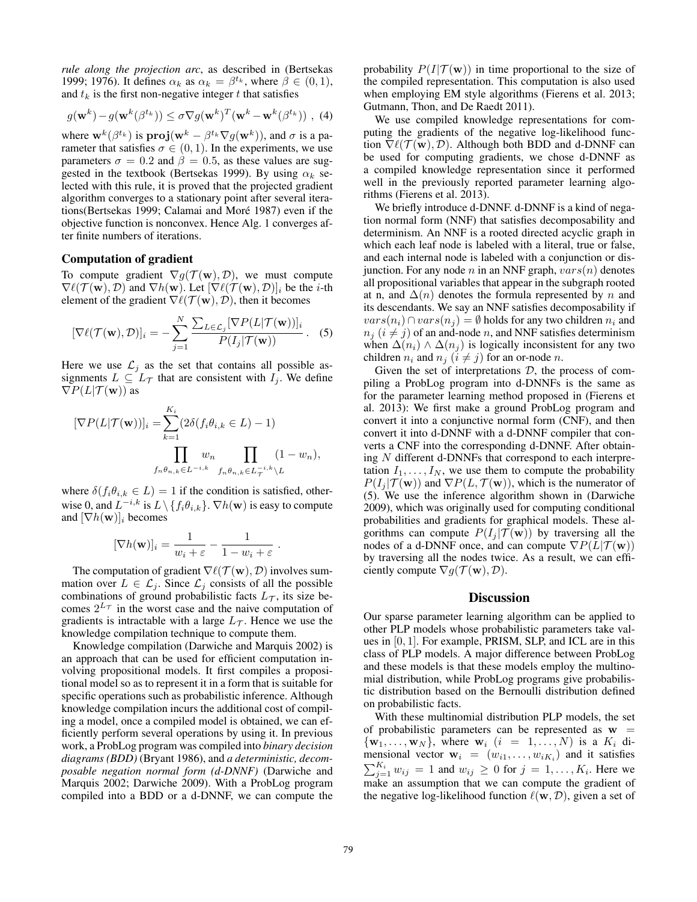*rule along the projection arc*, as described in (Bertsekas 1999; 1976). It defines $\alpha_k$ as $\alpha_k = \beta^{t_k}$, where $\beta \in (0, 1)$, and $t_k$ is the first non-negative integer $t$ that satisfies

$$g(\mathbf{w}^k) - g(\mathbf{w}^k(\beta^{t_k})) \leq \sigma \nabla g(\mathbf{w}^k)^T (\mathbf{w}^k - \mathbf{w}^k(\beta^{t_k})) \ , \ (4)$$

where $\mathbf{w}^k(\beta^{t_k})$ is $\mathbf{proj}(\mathbf{w}^k - \beta^{t_k} \nabla g(\mathbf{w}^k))$, and $\sigma$ is a parameter that satisfies $\sigma \in (0, 1)$. In the experiments, we use parameters $\sigma = 0.2$ and $\beta = 0.5$, as these values are suggested in the textbook (Bertsekas 1999). By using $\alpha_k$ selected with this rule, it is proved that the projected gradient algorithm converges to a stationary point after several iterations(Bertsekas 1999; Calamai and Moré 1987) even if the objective function is nonconvex. Hence Alg. 1 converges after finite numbers of iterations.

## Computation of gradient

To compute gradient $\nabla g(\mathcal{T}(\mathbf{w}), \mathcal{D})$, we must compute $\nabla \ell(\mathcal{T}(\mathbf{w}), \mathcal{D})$ and $\nabla h(\mathbf{w})$. Let $[\nabla \ell(\mathcal{T}(\mathbf{w}), \mathcal{D})]_i$ be the $i$-th element of the gradient $\nabla \ell(\mathcal{T}(\mathbf{w}), \mathcal{D})$, then it becomes

$$[\nabla \ell(\mathcal{T}(\mathbf{w}), \mathcal{D})]_i = -\sum_{j=1}^{N} \frac{\sum_{L \in \mathcal{L}_j} [\nabla P(L|\mathcal{T}(\mathbf{w}))]_i}{P(I_j|\mathcal{T}(\mathbf{w}))} . \quad (5)$$

Here we use $\mathcal{L}_j$ as the set that contains all possible assignments $L \subseteq L_{\mathcal{T}}$ that are consistent with $I_j$. We define $\nabla P(L|\mathcal{T}(\mathbf{w}))$ as

$$[\nabla P(L|\mathcal{T}(\mathbf{w}))]_i = \sum_{k=1}^{K_i} (2\delta(f_i\theta_{i,k} \in L) - 1) \prod_{f_n\theta_{n,k} \in L^{-i,k}} w_n \prod_{f_n\theta_{n,k} \in L_{\mathcal{T}}^{-i,k} \setminus L} (1 - w_n),$$

where $\delta(f_i\theta_{i,k} \in L) = 1$ if the condition is satisfied, otherwise 0, and $L^{-i,k}$ is $L \setminus \{f_i\theta_{i,k}\}$. $\nabla h(\mathbf{w})$ is easy to compute and $[\nabla h(\mathbf{w})]_i$ becomes

$$[\nabla h(\mathbf{w})]_i = \frac{1}{w_i + \varepsilon} - \frac{1}{1 - w_i + \varepsilon} \ .$$

The computation of gradient $\nabla \ell(\mathcal{T}(\mathbf{w}), \mathcal{D})$ involves summation over $L \in \mathcal{L}_j$. Since $\mathcal{L}_j$ consists of all the possible combinations of ground probabilistic facts $L_{\mathcal{T}}$, its size becomes $2^{L_{\mathcal{T}}}$ in the worst case and the naive computation of gradients is intractable with a large $L_{\mathcal{T}}$. Hence we use the knowledge compilation technique to compute them.

Knowledge compilation (Darwiche and Marquis 2002) is an approach that can be used for efficient computation involving propositional models. It first compiles a propositional model so as to represent it in a form that is suitable for specific operations such as probabilistic inference. Although knowledge compilation incurs the additional cost of compiling a model, once a compiled model is obtained, we can efficiently perform several operations by using it. In previous work, a ProbLog program was compiled into *binary decision diagrams (BDD)* (Bryant 1986), and *a deterministic, decomposable negation normal form (d-DNNF)* (Darwiche and Marquis 2002; Darwiche 2009). With a ProbLog program compiled into a BDD or a d-DNNF, we can compute the probability $P(I|\mathcal{T}(\mathbf{w}))$ in time proportional to the size of the compiled representation. This computation is also used when employing EM style algorithms (Fierens et al. 2013; Gutmann, Thon, and De Raedt 2011).

We use compiled knowledge representations for computing the gradients of the negative log-likelihood function $\nabla \ell(\mathcal{T}(\mathbf{w}), \mathcal{D})$. Although both BDD and d-DNNF can be used for computing gradients, we chose d-DNNF as a compiled knowledge representation since it performed well in the previously reported parameter learning algorithms (Fierens et al. 2013).

We briefly introduce d-DNNF. d-DNNF is a kind of negation normal form (NNF) that satisfies decomposability and determinism. An NNF is a rooted directed acyclic graph in which each leaf node is labeled with a literal, true or false, and each internal node is labeled with a conjunction or disjunction. For any node $n$ in an NNF graph, $vars(n)$ denotes all propositional variables that appear in the subgraph rooted at n, and $\Delta(n)$ denotes the formula represented by $n$ and its descendants. We say an NNF satisfies decomposability if $vars(n_i) \cap vars(n_j) = \emptyset$ holds for any two children $n_i$ and $n_j$ $(i \neq j)$ of an and-node $n$, and NNF satisfies determinism when $\Delta(n_i) \wedge \Delta(n_j)$ is logically inconsistent for any two children $n_i$ and $n_j$ $(i \neq j)$ for an or-node $n$.

Given the set of interpretations $\mathcal{D}$, the process of compiling a ProbLog program into d-DNNFs is the same as for the parameter learning method proposed in (Fierens et al. 2013): We first make a ground ProbLog program and convert it into a conjunctive normal form (CNF), and then convert it into d-DNNF with a d-DNNF compiler that converts a CNF into the corresponding d-DNNF. After obtaining $N$ different d-DNNFs that correspond to each interpretation $I_1, \ldots, I_N$, we use them to compute the probability $P(I_j|\mathcal{T}(\mathbf{w}))$ and $\nabla P(L, \mathcal{T}(\mathbf{w}))$, which is the numerator of (5). We use the inference algorithm shown in (Darwiche 2009), which was originally used for computing conditional probabilities and gradients for graphical models. These algorithms can compute $P(I_j|\mathcal{T}(\mathbf{w}))$ by traversing all the nodes of a d-DNNF once, and can compute $\nabla P(L|\mathcal{T}(\mathbf{w}))$ by traversing all the nodes twice. As a result, we can efficiently compute $\nabla g(\mathcal{T}(\mathbf{w}), \mathcal{D})$.

# Discussion

Our sparse parameter learning algorithm can be applied to other PLP models whose probabilistic parameters take values in $[0, 1]$. For example, PRISM, SLP, and ICL are in this class of PLP models. A major difference between ProbLog and these models is that these models employ the multinomial distribution, while ProbLog programs give probabilistic distribution based on the Bernoulli distribution defined on probabilistic facts.

With these multinomial distribution PLP models, the set of probabilistic parameters can be represented as $\mathbf{w} = \{\mathbf{w}_1, \ldots, \mathbf{w}_N\}$, where $\mathbf{w}_i$ $(i = 1, \ldots, N)$ is a $K_i$ dimensional vector $\mathbf{w}_i = (w_{i1}, \ldots, w_{iK_i})$ and it satisfies $\sum_{j=1}^{K_i} w_{ij} = 1$ and $w_{ij} \geq 0$ for $j = 1, \ldots, K_i$. Here we make an assumption that we can compute the gradient of the negative log-likelihood function $\ell(\mathbf{w}, \mathcal{D})$, given a set of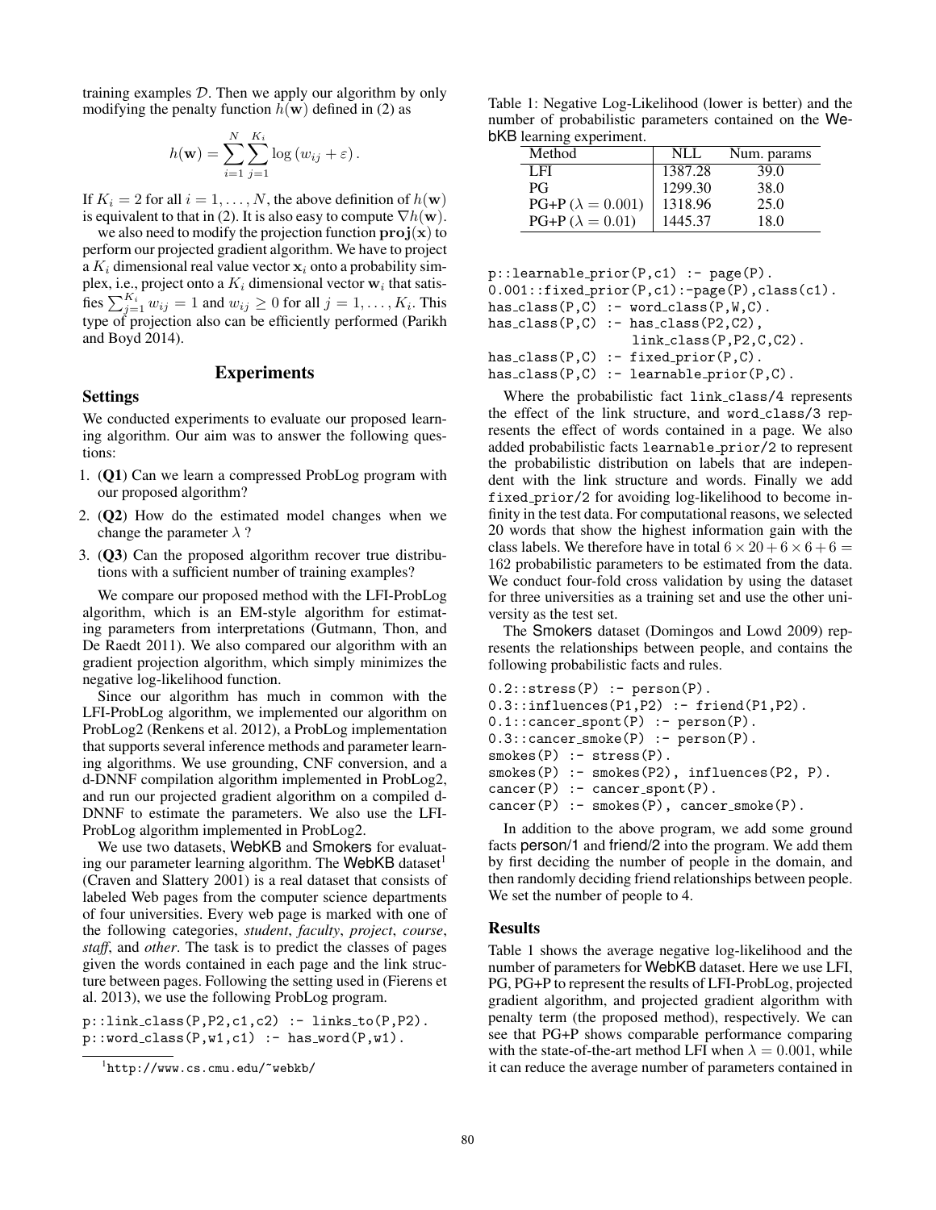training examples $\mathcal{D}$. Then we apply our algorithm by only modifying the penalty function $h(\mathbf{w})$ defined in (2) as

$$h(\mathbf{w}) = \sum_{i=1}^{N} \sum_{j=1}^{K_i} \log\left(w_{ij} + \varepsilon\right).$$

If $K_i = 2$ for all $i = 1, \ldots, N$, the above definition of $h(\mathbf{w})$ is equivalent to that in (2). It is also easy to compute $\nabla h(\mathbf{w})$.

we also need to modify the projection function $\mathbf{proj}(\mathbf{x})$ to perform our projected gradient algorithm. We have to project a $K_i$ dimensional real value vector $\mathbf{x}_i$ onto a probability simplex, i.e., project onto a $K_i$ dimensional vector $\mathbf{w}_i$ that satisfies $\sum_{j=1}^{K_i} w_{ij} = 1$ and $w_{ij} \geq 0$ for all $j = 1, \ldots, K_i$. This type of projection also can be efficiently performed (Parikh and Boyd 2014).

## Experiments

### Settings

We conducted experiments to evaluate our proposed learning algorithm. Our aim was to answer the following questions:

1. (**Q1**) Can we learn a compressed ProbLog program with our proposed algorithm?
2. (**Q2**) How do the estimated model changes when we change the parameter $\lambda$ ?
3. (**Q3**) Can the proposed algorithm recover true distributions with a sufficient number of training examples?

We compare our proposed method with the LFI-ProbLog algorithm, which is an EM-style algorithm for estimating parameters from interpretations (Gutmann, Thon, and De Raedt 2011). We also compared our algorithm with an gradient projection algorithm, which simply minimizes the negative log-likelihood function.

Since our algorithm has much in common with the LFI-ProbLog algorithm, we implemented our algorithm on ProbLog2 (Renkens et al. 2012), a ProbLog implementation that supports several inference methods and parameter learning algorithms. We use grounding, CNF conversion, and a d-DNNF compilation algorithm implemented in ProbLog2, and run our projected gradient algorithm on a compiled d-DNNF to estimate the parameters. We also use the LFI-ProbLog algorithm implemented in ProbLog2.

We use two datasets, WebKB and Smokers for evaluating our parameter learning algorithm. The WebKB dataset[1] (Craven and Slattery 2001) is a real dataset that consists of labeled Web pages from the computer science departments of four universities. Every web page is marked with one of the following categories, *student*, *faculty*, *project*, *course*, *staff*, and *other*. The task is to predict the classes of pages given the words contained in each page and the link structure between pages. Following the setting used in (Fierens et al. 2013), we use the following ProbLog program.

```
p::link_class(P,P2,c1,c2) :- links_to(P,P2).
p::word_class(P,w1,c1) :- has_word(P,w1).
```

[1] http://www.cs.cmu.edu/~webkb/

Table 1: Negative Log-Likelihood (lower is better) and the number of probabilistic parameters contained on the WebKB learning experiment.

| Method | NLL | Num. params |
|---|---|---|
| LFI | 1387.28 | 39.0 |
| PG | 1299.30 | 38.0 |
| PG+P ($\lambda = 0.001$) | 1318.96 | 25.0 |
| PG+P ($\lambda = 0.01$) | 1445.37 | 18.0 |

```
p::learnable_prior(P,c1) :- page(P).
0.001::fixed_prior(P,c1):-page(P),class(c1).
has_class(P,C) :- word_class(P,W,C).
has_class(P,C) :- has_class(P2,C2),
                  link_class(P,P2,C,C2).
has_class(P,C) :- fixed_prior(P,C).
has_class(P,C) :- learnable_prior(P,C).
```

Where the probabilistic fact link_class/4 represents the effect of the link structure, and word_class/3 represents the effect of words contained in a page. We also added probabilistic facts learnable_prior/2 to represent the probabilistic distribution on labels that are independent with the link structure and words. Finally we add fixed_prior/2 for avoiding log-likelihood to become infinity in the test data. For computational reasons, we selected 20 words that show the highest information gain with the class labels. We therefore have in total $6 \times 20 + 6 \times 6 + 6 = 162$ probabilistic parameters to be estimated from the data. We conduct four-fold cross validation by using the dataset for three universities as a training set and use the other university as the test set.

The Smokers dataset (Domingos and Lowd 2009) represents the relationships between people, and contains the following probabilistic facts and rules.

```
0.2::stress(P) :- person(P).
0.3::influences(P1,P2) :- friend(P1,P2).
0.1::cancer_spont(P) :- person(P).
0.3::cancer_smoke(P) :- person(P).
smokes(P) :- stress(P).
smokes(P) :- smokes(P2), influences(P2, P).
cancer(P) :- cancer_spont(P).
cancer(P) :- smokes(P), cancer_smoke(P).
```

In addition to the above program, we add some ground facts person/1 and friend/2 into the program. We add them by first deciding the number of people in the domain, and then randomly deciding friend relationships between people. We set the number of people to 4.

### Results

Table 1 shows the average negative log-likelihood and the number of parameters for WebKB dataset. Here we use LFI, PG, PG+P to represent the results of LFI-ProbLog, projected gradient algorithm, and projected gradient algorithm with penalty term (the proposed method), respectively. We can see that PG+P shows comparable performance comparing with the state-of-the-art method LFI when $\lambda = 0.001$, while it can reduce the average number of parameters contained in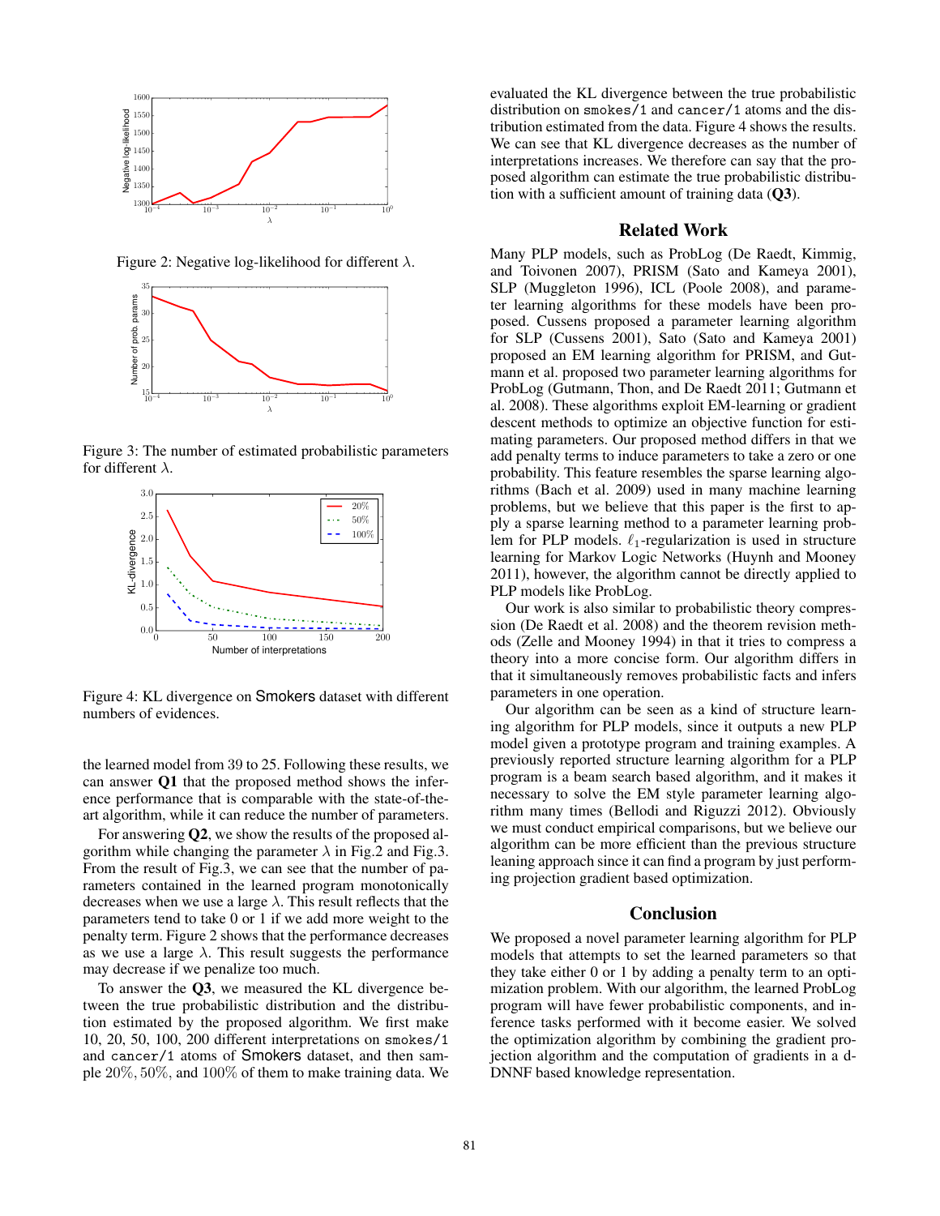Figure 2: Negative log-likelihood for different $\lambda$.

Figure 3: The number of estimated probabilistic parameters for different $\lambda$.

Figure 4: KL divergence on Smokers dataset with different numbers of evidences.

the learned model from 39 to 25. Following these results, we can answer **Q1** that the proposed method shows the inference performance that is comparable with the state-of-the-art algorithm, while it can reduce the number of parameters.

For answering **Q2**, we show the results of the proposed algorithm while changing the parameter $\lambda$ in Fig.2 and Fig.3. From the result of Fig.3, we can see that the number of parameters contained in the learned program monotonically decreases when we use a large $\lambda$. This result reflects that the parameters tend to take 0 or 1 if we add more weight to the penalty term. Figure 2 shows that the performance decreases as we use a large $\lambda$. This result suggests the performance may decrease if we penalize too much.

To answer the **Q3**, we measured the KL divergence between the true probabilistic distribution and the distribution estimated by the proposed algorithm. We first make 10, 20, 50, 100, 200 different interpretations on `smokes/1` and `cancer/1` atoms of Smokers dataset, and then sample $20\%$, $50\%$, and $100\%$ of them to make training data. We evaluated the KL divergence between the true probabilistic distribution on `smokes/1` and `cancer/1` atoms and the distribution estimated from the data. Figure 4 shows the results. We can see that KL divergence decreases as the number of interpretations increases. We therefore can say that the proposed algorithm can estimate the true probabilistic distribution with a sufficient amount of training data (**Q3**).

## Related Work

Many PLP models, such as ProbLog (De Raedt, Kimmig, and Toivonen 2007), PRISM (Sato and Kameya 2001), SLP (Muggleton 1996), ICL (Poole 2008), and parameter learning algorithms for these models have been proposed. Cussens proposed a parameter learning algorithm for SLP (Cussens 2001), Sato (Sato and Kameya 2001) proposed an EM learning algorithm for PRISM, and Gutmann et al. proposed two parameter learning algorithms for ProbLog (Gutmann, Thon, and De Raedt 2011; Gutmann et al. 2008). These algorithms exploit EM-learning or gradient descent methods to optimize an objective function for estimating parameters. Our proposed method differs in that we add penalty terms to induce parameters to take a zero or one probability. This feature resembles the sparse learning algorithms (Bach et al. 2009) used in many machine learning problems, but we believe that this paper is the first to apply a sparse learning method to a parameter learning problem for PLP models. $\ell_1$-regularization is used in structure learning for Markov Logic Networks (Huynh and Mooney 2011), however, the algorithm cannot be directly applied to PLP models like ProbLog.

Our work is also similar to probabilistic theory compression (De Raedt et al. 2008) and the theorem revision methods (Zelle and Mooney 1994) in that it tries to compress a theory into a more concise form. Our algorithm differs in that it simultaneously removes probabilistic facts and infers parameters in one operation.

Our algorithm can be seen as a kind of structure learning algorithm for PLP models, since it outputs a new PLP model given a prototype program and training examples. A previously reported structure learning algorithm for a PLP program is a beam search based algorithm, and it makes it necessary to solve the EM style parameter learning algorithm many times (Bellodi and Riguzzi 2012). Obviously we must conduct empirical comparisons, but we believe our algorithm can be more efficient than the previous structure leaning approach since it can find a program by just performing projection gradient based optimization.

## Conclusion

We proposed a novel parameter learning algorithm for PLP models that attempts to set the learned parameters so that they take either 0 or 1 by adding a penalty term to an optimization problem. With our algorithm, the learned ProbLog program will have fewer probabilistic components, and inference tasks performed with it become easier. We solved the optimization algorithm by combining the gradient projection algorithm and the computation of gradients in a d-DNNF based knowledge representation.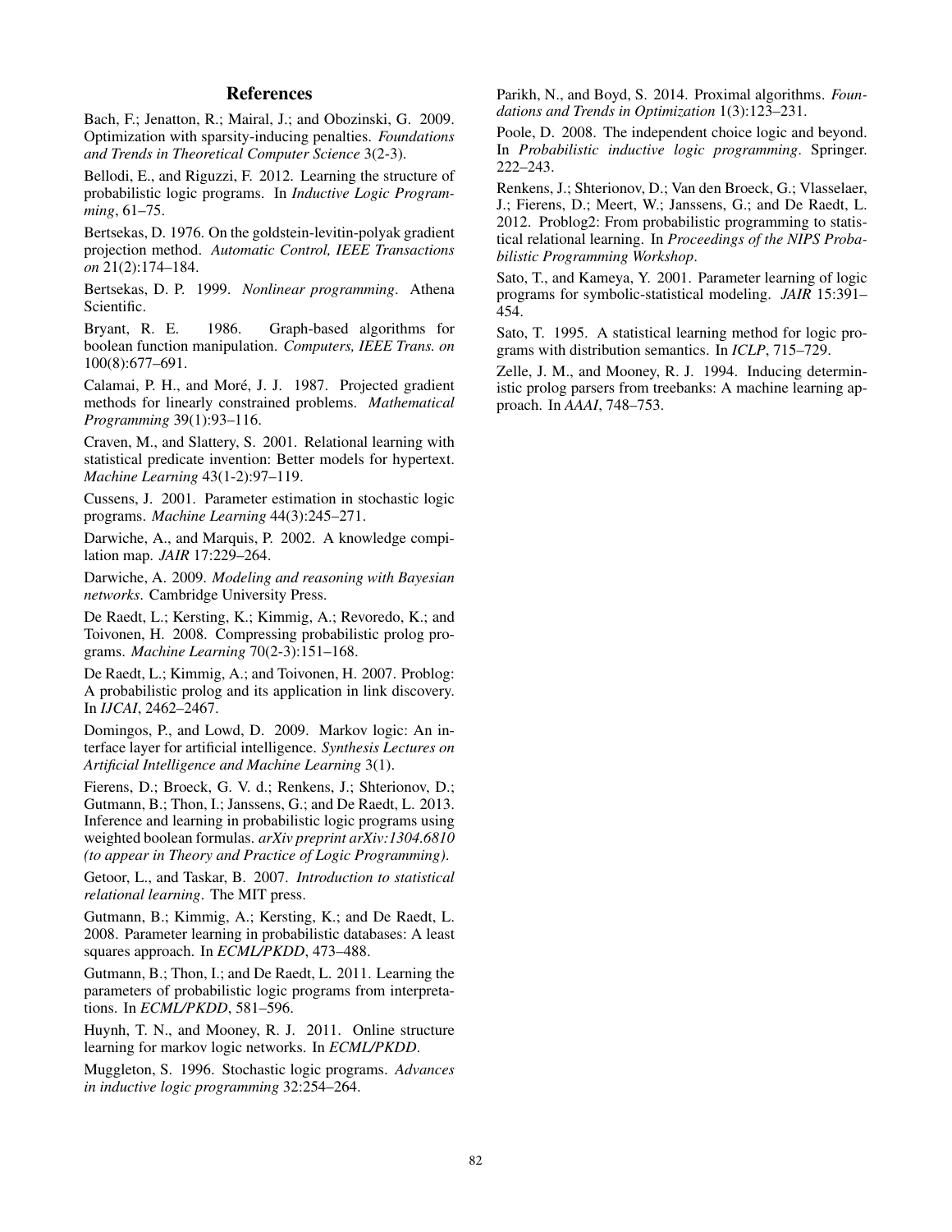## References

Bach, F.; Jenatton, R.; Mairal, J.; and Obozinski, G. 2009. Optimization with sparsity-inducing penalties. *Foundations and Trends in Theoretical Computer Science* 3(2-3).

Bellodi, E., and Riguzzi, F. 2012. Learning the structure of probabilistic logic programs. In *Inductive Logic Programming*, 61–75.

Bertsekas, D. 1976. On the goldstein-levitin-polyak gradient projection method. *Automatic Control, IEEE Transactions on* 21(2):174–184.

Bertsekas, D. P. 1999. *Nonlinear programming*. Athena Scientific.

Bryant, R. E. 1986. Graph-based algorithms for boolean function manipulation. *Computers, IEEE Trans. on* 100(8):677–691.

Calamai, P. H., and Moré, J. J. 1987. Projected gradient methods for linearly constrained problems. *Mathematical Programming* 39(1):93–116.

Craven, M., and Slattery, S. 2001. Relational learning with statistical predicate invention: Better models for hypertext. *Machine Learning* 43(1-2):97–119.

Cussens, J. 2001. Parameter estimation in stochastic logic programs. *Machine Learning* 44(3):245–271.

Darwiche, A., and Marquis, P. 2002. A knowledge compilation map. *JAIR* 17:229–264.

Darwiche, A. 2009. *Modeling and reasoning with Bayesian networks*. Cambridge University Press.

De Raedt, L.; Kersting, K.; Kimmig, A.; Revoredo, K.; and Toivonen, H. 2008. Compressing probabilistic prolog programs. *Machine Learning* 70(2-3):151–168.

De Raedt, L.; Kimmig, A.; and Toivonen, H. 2007. Problog: A probabilistic prolog and its application in link discovery. In *IJCAI*, 2462–2467.

Domingos, P., and Lowd, D. 2009. Markov logic: An interface layer for artificial intelligence. *Synthesis Lectures on Artificial Intelligence and Machine Learning* 3(1).

Fierens, D.; Broeck, G. V. d.; Renkens, J.; Shterionov, D.; Gutmann, B.; Thon, I.; Janssens, G.; and De Raedt, L. 2013. Inference and learning in probabilistic logic programs using weighted boolean formulas. *arXiv preprint arXiv:1304.6810 (to appear in Theory and Practice of Logic Programming)*.

Getoor, L., and Taskar, B. 2007. *Introduction to statistical relational learning*. The MIT press.

Gutmann, B.; Kimmig, A.; Kersting, K.; and De Raedt, L. 2008. Parameter learning in probabilistic databases: A least squares approach. In *ECML/PKDD*, 473–488.

Gutmann, B.; Thon, I.; and De Raedt, L. 2011. Learning the parameters of probabilistic logic programs from interpretations. In *ECML/PKDD*, 581–596.

Huynh, T. N., and Mooney, R. J. 2011. Online structure learning for markov logic networks. In *ECML/PKDD*.

Muggleton, S. 1996. Stochastic logic programs. *Advances in inductive logic programming* 32:254–264.

Parikh, N., and Boyd, S. 2014. Proximal algorithms. *Foundations and Trends in Optimization* 1(3):123–231.

Poole, D. 2008. The independent choice logic and beyond. In *Probabilistic inductive logic programming*. Springer. 222–243.

Renkens, J.; Shterionov, D.; Van den Broeck, G.; Vlasselaer, J.; Fierens, D.; Meert, W.; Janssens, G.; and De Raedt, L. 2012. Problog2: From probabilistic programming to statistical relational learning. In *Proceedings of the NIPS Probabilistic Programming Workshop*.

Sato, T., and Kameya, Y. 2001. Parameter learning of logic programs for symbolic-statistical modeling. *JAIR* 15:391–454.

Sato, T. 1995. A statistical learning method for logic programs with distribution semantics. In *ICLP*, 715–729.

Zelle, J. M., and Mooney, R. J. 1994. Inducing deterministic prolog parsers from treebanks: A machine learning approach. In *AAAI*, 748–753.